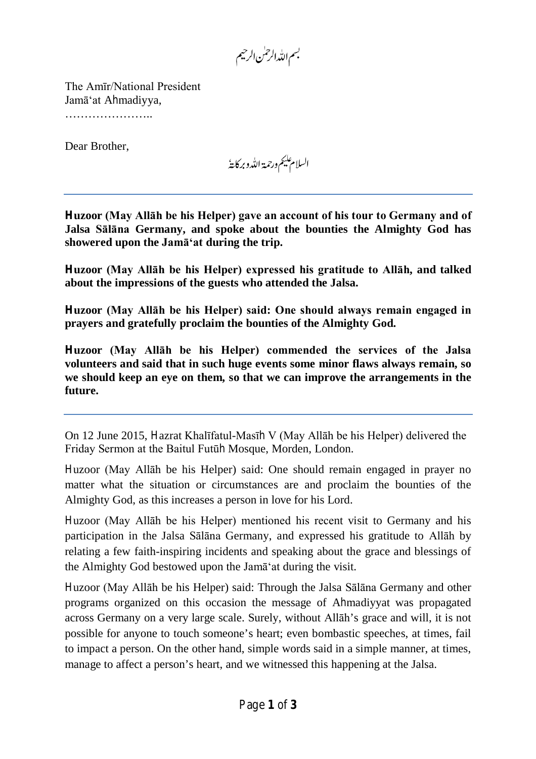بسم اللہ الرحمٰن الرحیم

The Amīr/National President
Jamā'at Ahmadiyya,
…………………..

Dear Brother,

السلام علیکم ورحمۃ اللہ وبرکاتہٗ

---

**Huzoor (May Allāh be his Helper) gave an account of his tour to Germany and of Jalsa Sālāna Germany, and spoke about the bounties the Almighty God has showered upon the Jamā'at during the trip.**

**Huzoor (May Allāh be his Helper) expressed his gratitude to Allāh, and talked about the impressions of the guests who attended the Jalsa.**

**Huzoor (May Allāh be his Helper) said: One should always remain engaged in prayers and gratefully proclaim the bounties of the Almighty God.**

**Huzoor (May Allāh be his Helper) commended the services of the Jalsa volunteers and said that in such huge events some minor flaws always remain, so we should keep an eye on them, so that we can improve the arrangements in the future.**

---

On 12 June 2015, Hazrat Khalīfatul-Masīh V (May Allāh be his Helper) delivered the Friday Sermon at the Baitul Futūh Mosque, Morden, London.

Huzoor (May Allāh be his Helper) said: One should remain engaged in prayer no matter what the situation or circumstances are and proclaim the bounties of the Almighty God, as this increases a person in love for his Lord.

Huzoor (May Allāh be his Helper) mentioned his recent visit to Germany and his participation in the Jalsa Sālāna Germany, and expressed his gratitude to Allāh by relating a few faith-inspiring incidents and speaking about the grace and blessings of the Almighty God bestowed upon the Jamā'at during the visit.

Huzoor (May Allāh be his Helper) said: Through the Jalsa Sālāna Germany and other programs organized on this occasion the message of Ahmadiyyat was propagated across Germany on a very large scale. Surely, without Allāh's grace and will, it is not possible for anyone to touch someone's heart; even bombastic speeches, at times, fail to impact a person. On the other hand, simple words said in a simple manner, at times, manage to affect a person's heart, and we witnessed this happening at the Jalsa.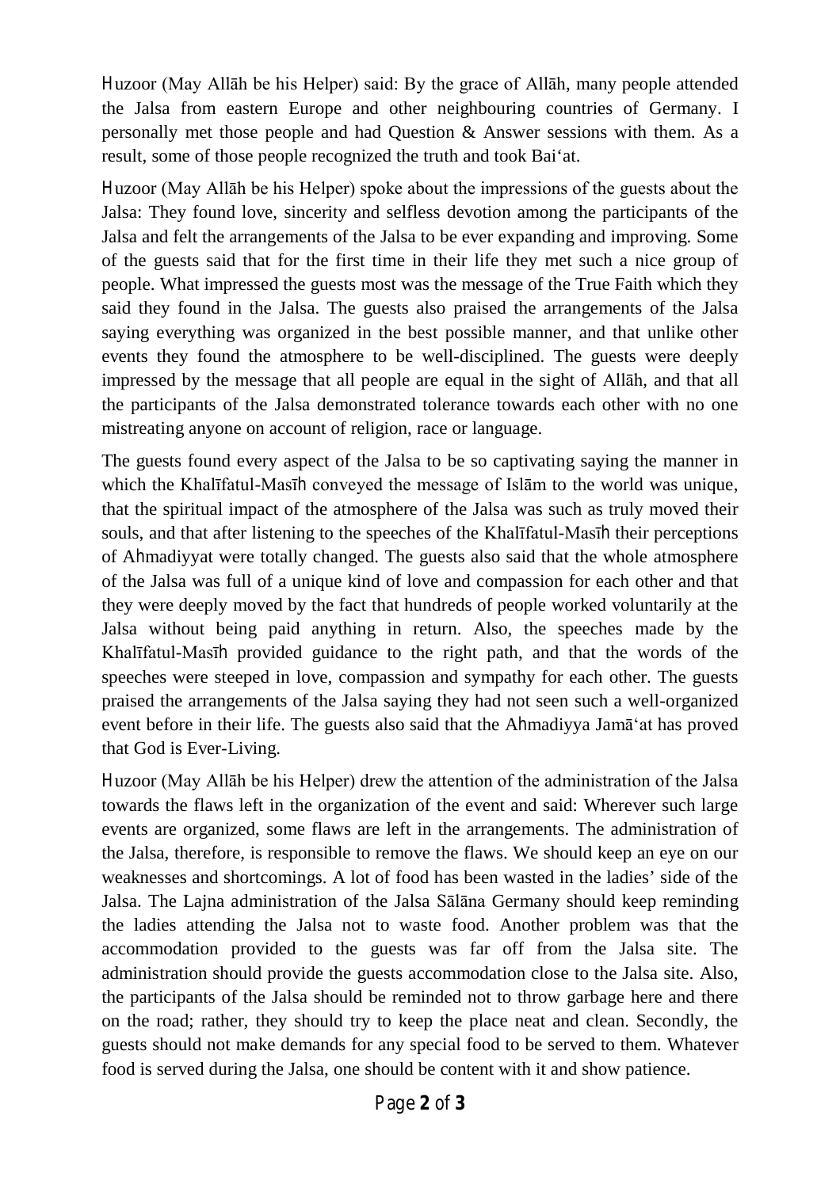Ḥuzoor (May Allāh be his Helper) said: By the grace of Allāh, many people attended the Jalsa from eastern Europe and other neighbouring countries of Germany. I personally met those people and had Question & Answer sessions with them. As a result, some of those people recognized the truth and took Bai'at.

Ḥuzoor (May Allāh be his Helper) spoke about the impressions of the guests about the Jalsa: They found love, sincerity and selfless devotion among the participants of the Jalsa and felt the arrangements of the Jalsa to be ever expanding and improving. Some of the guests said that for the first time in their life they met such a nice group of people. What impressed the guests most was the message of the True Faith which they said they found in the Jalsa. The guests also praised the arrangements of the Jalsa saying everything was organized in the best possible manner, and that unlike other events they found the atmosphere to be well-disciplined. The guests were deeply impressed by the message that all people are equal in the sight of Allāh, and that all the participants of the Jalsa demonstrated tolerance towards each other with no one mistreating anyone on account of religion, race or language.

The guests found every aspect of the Jalsa to be so captivating saying the manner in which the Khalīfatul-Masīḥ conveyed the message of Islām to the world was unique, that the spiritual impact of the atmosphere of the Jalsa was such as truly moved their souls, and that after listening to the speeches of the Khalīfatul-Masīḥ their perceptions of Aḥmadiyyat were totally changed. The guests also said that the whole atmosphere of the Jalsa was full of a unique kind of love and compassion for each other and that they were deeply moved by the fact that hundreds of people worked voluntarily at the Jalsa without being paid anything in return. Also, the speeches made by the Khalīfatul-Masīḥ provided guidance to the right path, and that the words of the speeches were steeped in love, compassion and sympathy for each other. The guests praised the arrangements of the Jalsa saying they had not seen such a well-organized event before in their life. The guests also said that the Aḥmadiyya Jamā'at has proved that God is Ever-Living.

Ḥuzoor (May Allāh be his Helper) drew the attention of the administration of the Jalsa towards the flaws left in the organization of the event and said: Wherever such large events are organized, some flaws are left in the arrangements. The administration of the Jalsa, therefore, is responsible to remove the flaws. We should keep an eye on our weaknesses and shortcomings. A lot of food has been wasted in the ladies' side of the Jalsa. The Lajna administration of the Jalsa Sālāna Germany should keep reminding the ladies attending the Jalsa not to waste food. Another problem was that the accommodation provided to the guests was far off from the Jalsa site. The administration should provide the guests accommodation close to the Jalsa site. Also, the participants of the Jalsa should be reminded not to throw garbage here and there on the road; rather, they should try to keep the place neat and clean. Secondly, the guests should not make demands for any special food to be served to them. Whatever food is served during the Jalsa, one should be content with it and show patience.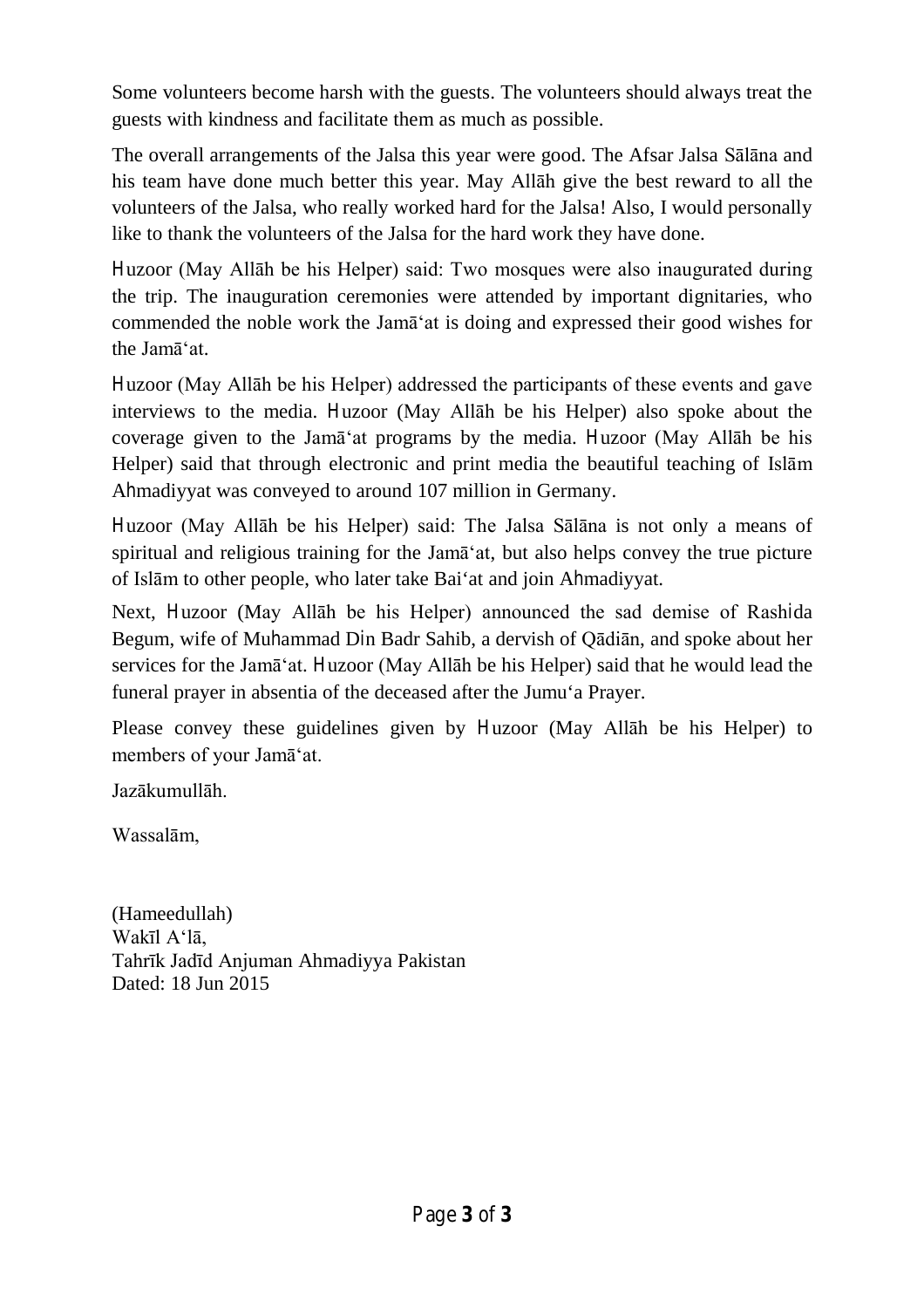Some volunteers become harsh with the guests. The volunteers should always treat the guests with kindness and facilitate them as much as possible.

The overall arrangements of the Jalsa this year were good. The Afsar Jalsa Sālāna and his team have done much better this year. May Allāh give the best reward to all the volunteers of the Jalsa, who really worked hard for the Jalsa! Also, I would personally like to thank the volunteers of the Jalsa for the hard work they have done.

Huzoor (May Allāh be his Helper) said: Two mosques were also inaugurated during the trip. The inauguration ceremonies were attended by important dignitaries, who commended the noble work the Jamā'at is doing and expressed their good wishes for the Jamā'at.

Huzoor (May Allāh be his Helper) addressed the participants of these events and gave interviews to the media. Huzoor (May Allāh be his Helper) also spoke about the coverage given to the Jamā'at programs by the media. Huzoor (May Allāh be his Helper) said that through electronic and print media the beautiful teaching of Islām Ahmadiyyat was conveyed to around 107 million in Germany.

Huzoor (May Allāh be his Helper) said: The Jalsa Sālāna is not only a means of spiritual and religious training for the Jamā'at, but also helps convey the true picture of Islām to other people, who later take Bai'at and join Ahmadiyyat.

Next, Huzoor (May Allāh be his Helper) announced the sad demise of Rashida Begum, wife of Muhammad Din Badr Sahib, a dervish of Qādiān, and spoke about her services for the Jamā'at. Huzoor (May Allāh be his Helper) said that he would lead the funeral prayer in absentia of the deceased after the Jumu'a Prayer.

Please convey these guidelines given by Huzoor (May Allāh be his Helper) to members of your Jamā'at.

Jazākumullāh.

Wassalām,

(Hameedullah)
Wakīl A'lā,
Tahrīk Jadīd Anjuman Ahmadiyya Pakistan
Dated: 18 Jun 2015